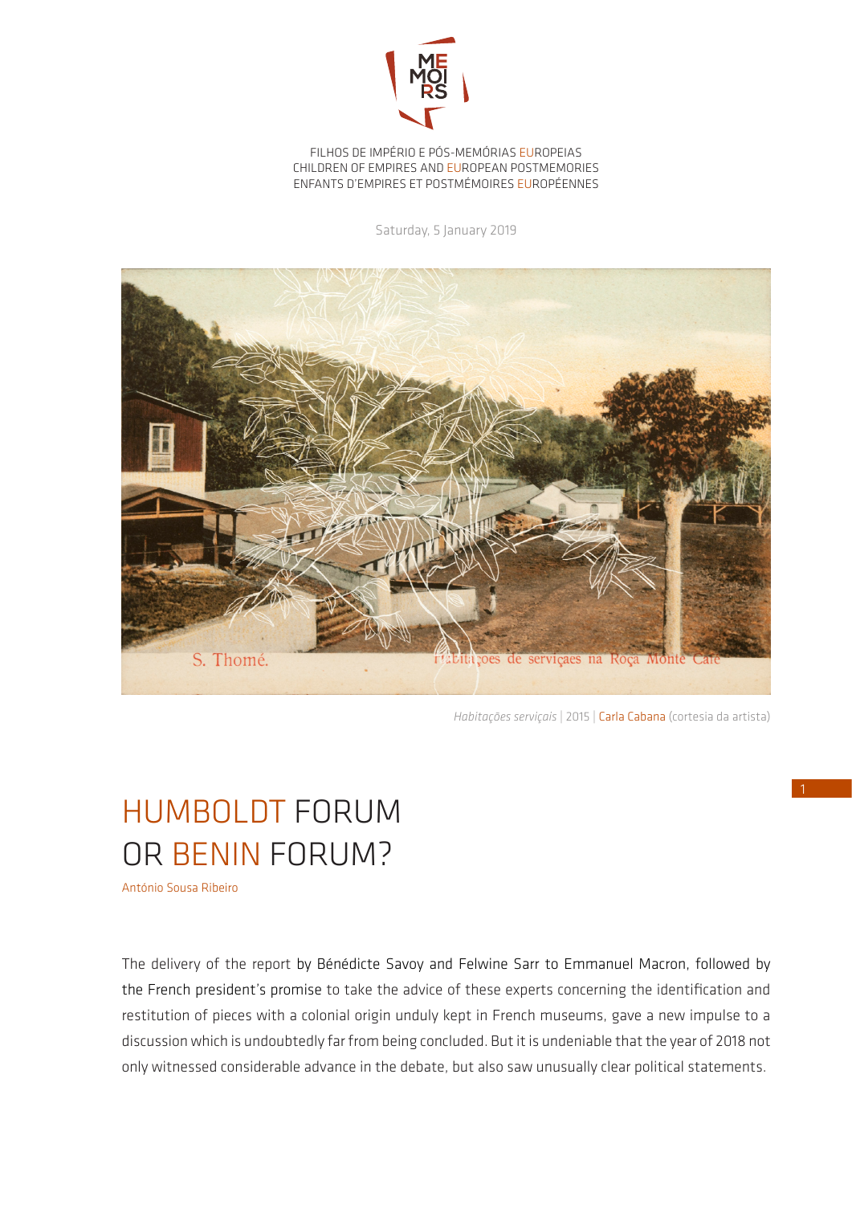FILHOS DE IMPÉRIO E PÓS-MEMÓRIAS EUROPEIAS
CHILDREN OF EMPIRES AND EUROPEAN POSTMEMORIES
ENFANTS D'EMPIRES ET POSTMÉMOIRES EUROPÉENNES

Saturday, 5 January 2019

*Habitações serviçais* | 2015 | Carla Cabana (cortesia da artista)

# HUMBOLDT FORUM OR BENIN FORUM?

António Sousa Ribeiro

The delivery of the report by Bénédicte Savoy and Felwine Sarr to Emmanuel Macron, followed by the French president's promise to take the advice of these experts concerning the identification and restitution of pieces with a colonial origin unduly kept in French museums, gave a new impulse to a discussion which is undoubtedly far from being concluded. But it is undeniable that the year of 2018 not only witnessed considerable advance in the debate, but also saw unusually clear political statements.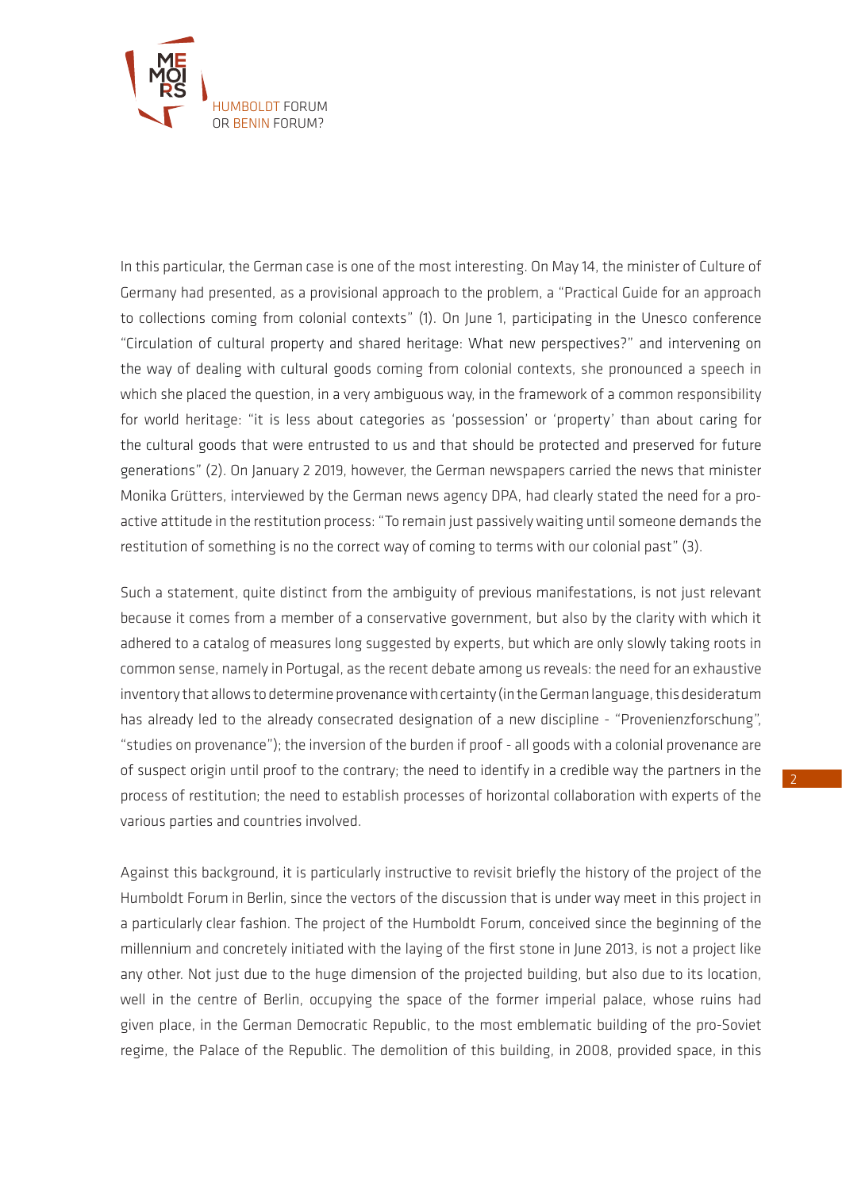In this particular, the German case is one of the most interesting. On May 14, the minister of Culture of Germany had presented, as a provisional approach to the problem, a "Practical Guide for an approach to collections coming from colonial contexts" (1). On June 1, participating in the Unesco conference "Circulation of cultural property and shared heritage: What new perspectives?" and intervening on the way of dealing with cultural goods coming from colonial contexts, she pronounced a speech in which she placed the question, in a very ambiguous way, in the framework of a common responsibility for world heritage: "it is less about categories as 'possession' or 'property' than about caring for the cultural goods that were entrusted to us and that should be protected and preserved for future generations" (2). On January 2 2019, however, the German newspapers carried the news that minister Monika Grütters, interviewed by the German news agency DPA, had clearly stated the need for a pro-active attitude in the restitution process: "To remain just passively waiting until someone demands the restitution of something is no the correct way of coming to terms with our colonial past" (3).

Such a statement, quite distinct from the ambiguity of previous manifestations, is not just relevant because it comes from a member of a conservative government, but also by the clarity with which it adhered to a catalog of measures long suggested by experts, but which are only slowly taking roots in common sense, namely in Portugal, as the recent debate among us reveals: the need for an exhaustive inventory that allows to determine provenance with certainty (in the German language, this desideratum has already led to the already consecrated designation of a new discipline - "Provenienzforschung", "studies on provenance"); the inversion of the burden if proof - all goods with a colonial provenance are of suspect origin until proof to the contrary; the need to identify in a credible way the partners in the process of restitution; the need to establish processes of horizontal collaboration with experts of the various parties and countries involved.

Against this background, it is particularly instructive to revisit briefly the history of the project of the Humboldt Forum in Berlin, since the vectors of the discussion that is under way meet in this project in a particularly clear fashion. The project of the Humboldt Forum, conceived since the beginning of the millennium and concretely initiated with the laying of the first stone in June 2013, is not a project like any other. Not just due to the huge dimension of the projected building, but also due to its location, well in the centre of Berlin, occupying the space of the former imperial palace, whose ruins had given place, in the German Democratic Republic, to the most emblematic building of the pro-Soviet regime, the Palace of the Republic. The demolition of this building, in 2008, provided space, in this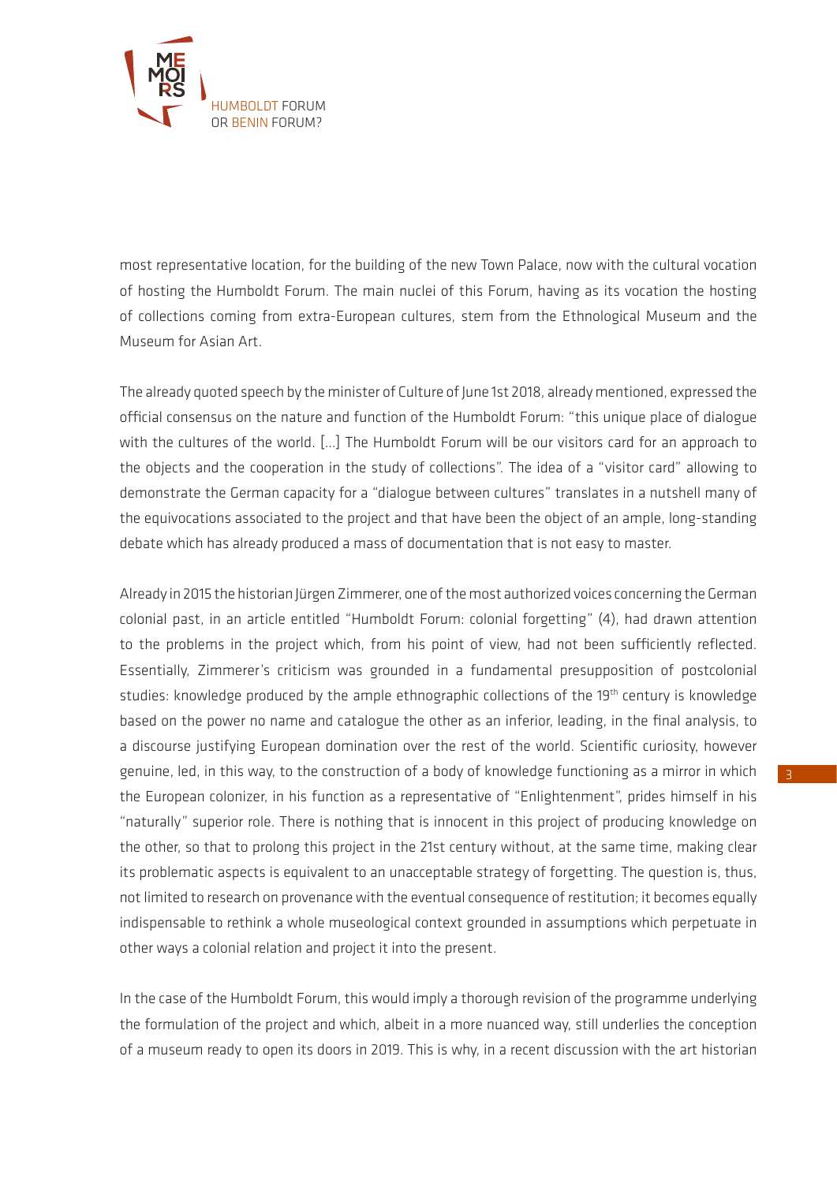most representative location, for the building of the new Town Palace, now with the cultural vocation of hosting the Humboldt Forum. The main nuclei of this Forum, having as its vocation the hosting of collections coming from extra-European cultures, stem from the Ethnological Museum and the Museum for Asian Art.

The already quoted speech by the minister of Culture of June 1st 2018, already mentioned, expressed the official consensus on the nature and function of the Humboldt Forum: "this unique place of dialogue with the cultures of the world. […] The Humboldt Forum will be our visitors card for an approach to the objects and the cooperation in the study of collections". The idea of a "visitor card" allowing to demonstrate the German capacity for a "dialogue between cultures" translates in a nutshell many of the equivocations associated to the project and that have been the object of an ample, long-standing debate which has already produced a mass of documentation that is not easy to master.

Already in 2015 the historian Jürgen Zimmerer, one of the most authorized voices concerning the German colonial past, in an article entitled "Humboldt Forum: colonial forgetting" (4), had drawn attention to the problems in the project which, from his point of view, had not been sufficiently reflected. Essentially, Zimmerer's criticism was grounded in a fundamental presupposition of postcolonial studies: knowledge produced by the ample ethnographic collections of the 19th century is knowledge based on the power no name and catalogue the other as an inferior, leading, in the final analysis, to a discourse justifying European domination over the rest of the world. Scientific curiosity, however genuine, led, in this way, to the construction of a body of knowledge functioning as a mirror in which the European colonizer, in his function as a representative of "Enlightenment", prides himself in his "naturally" superior role. There is nothing that is innocent in this project of producing knowledge on the other, so that to prolong this project in the 21st century without, at the same time, making clear its problematic aspects is equivalent to an unacceptable strategy of forgetting. The question is, thus, not limited to research on provenance with the eventual consequence of restitution; it becomes equally indispensable to rethink a whole museological context grounded in assumptions which perpetuate in other ways a colonial relation and project it into the present.

In the case of the Humboldt Forum, this would imply a thorough revision of the programme underlying the formulation of the project and which, albeit in a more nuanced way, still underlies the conception of a museum ready to open its doors in 2019. This is why, in a recent discussion with the art historian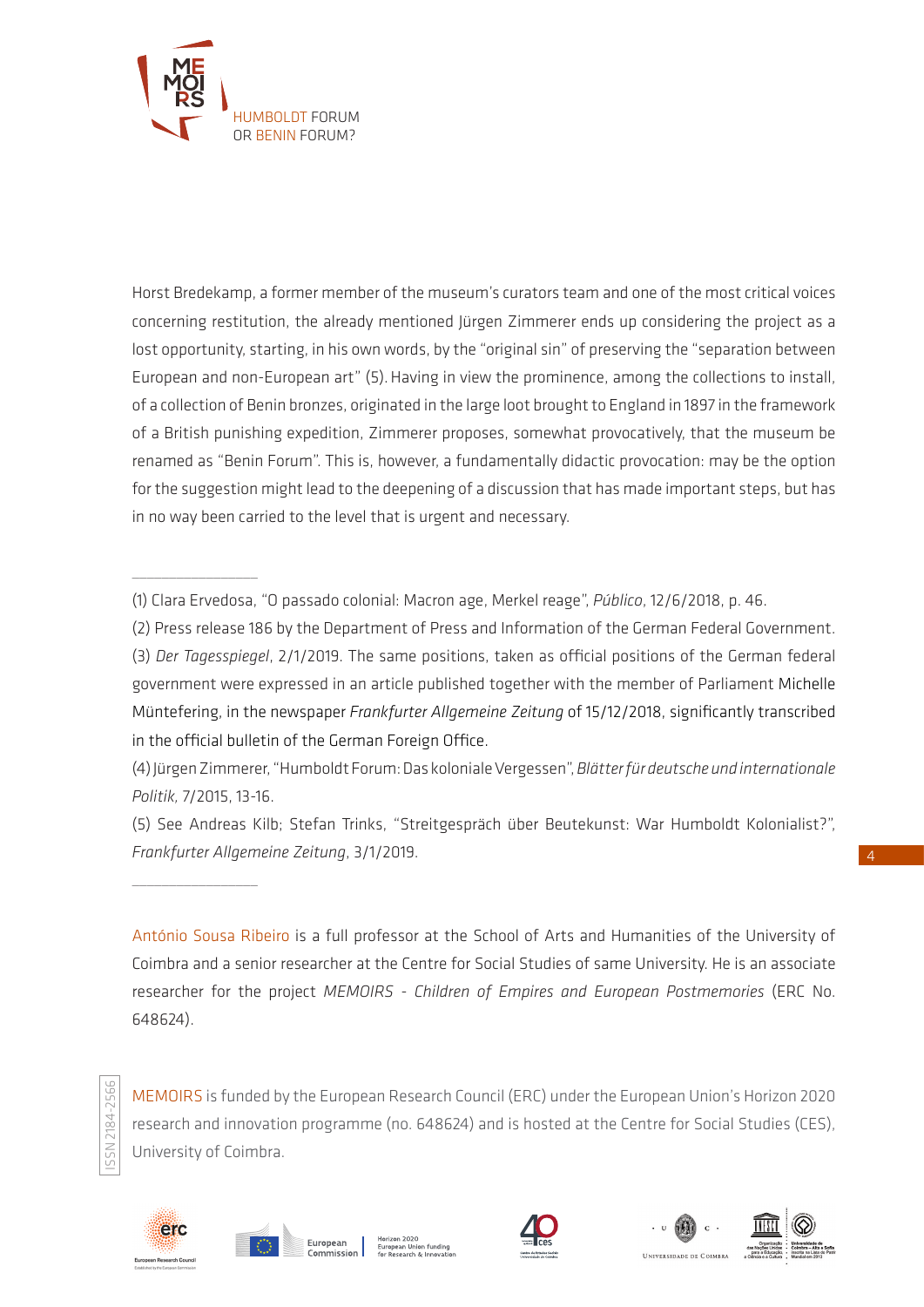Horst Bredekamp, a former member of the museum's curators team and one of the most critical voices concerning restitution, the already mentioned Jürgen Zimmerer ends up considering the project as a lost opportunity, starting, in his own words, by the "original sin" of preserving the "separation between European and non-European art" (5). Having in view the prominence, among the collections to install, of a collection of Benin bronzes, originated in the large loot brought to England in 1897 in the framework of a British punishing expedition, Zimmerer proposes, somewhat provocatively, that the museum be renamed as "Benin Forum". This is, however, a fundamentally didactic provocation: may be the option for the suggestion might lead to the deepening of a discussion that has made important steps, but has in no way been carried to the level that is urgent and necessary.

---

(1) Clara Ervedosa, "O passado colonial: Macron age, Merkel reage", *Público*, 12/6/2018, p. 46.

(2) Press release 186 by the Department of Press and Information of the German Federal Government.

(3) *Der Tagesspiegel*, 2/1/2019. The same positions, taken as official positions of the German federal government were expressed in an article published together with the member of Parliament Michelle Müntefering, in the newspaper *Frankfurter Allgemeine Zeitung* of 15/12/2018, significantly transcribed in the official bulletin of the German Foreign Office.

(4) Jürgen Zimmerer, "Humboldt Forum: Das koloniale Vergessen", *Blätter für deutsche und internationale Politik*, 7/2015, 13-16.

(5) See Andreas Kilb; Stefan Trinks, "Streitgespräch über Beutekunst: War Humboldt Kolonialist?", *Frankfurter Allgemeine Zeitung*, 3/1/2019.

---

António Sousa Ribeiro is a full professor at the School of Arts and Humanities of the University of Coimbra and a senior researcher at the Centre for Social Studies of same University. He is an associate researcher for the project *MEMOIRS - Children of Empires and European Postmemories* (ERC No. 648624).

MEMOIRS is funded by the European Research Council (ERC) under the European Union's Horizon 2020 research and innovation programme (no. 648624) and is hosted at the Centre for Social Studies (CES), University of Coimbra.